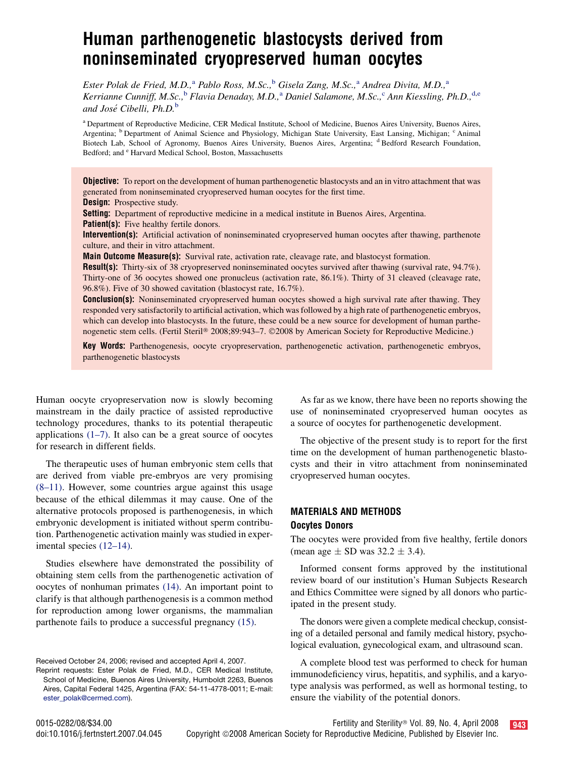# Human parthenogenetic blastocysts derived from noninseminated cryopreserved human oocytes

*Ester Polak de Fried, M.D.,*[a] *Pablo Ross, M.Sc.,*[b] *Gisela Zang, M.Sc.,*[a] *Andrea Divita, M.D.,*[a] *Kerrianne Cunniff, M.Sc.,*[b] *Flavia Denaday, M.D.,*[a] *Daniel Salamone, M.Sc.,*[c] *Ann Kiessling, Ph.D.,*[d,e] *and José Cibelli, Ph.D.*[b]

[a] Department of Reproductive Medicine, CER Medical Institute, School of Medicine, Buenos Aires University, Buenos Aires, Argentina; [b] Department of Animal Science and Physiology, Michigan State University, East Lansing, Michigan; [c] Animal Biotech Lab, School of Agronomy, Buenos Aires University, Buenos Aires, Argentina; [d] Bedford Research Foundation, Bedford; and [e] Harvard Medical School, Boston, Massachusetts

**Objective:** To report on the development of human parthenogenetic blastocysts and an in vitro attachment that was generated from noninseminated cryopreserved human oocytes for the first time.

**Design:** Prospective study.

**Setting:** Department of reproductive medicine in a medical institute in Buenos Aires, Argentina.

**Patient(s):** Five healthy fertile donors.

**Intervention(s):** Artificial activation of noninseminated cryopreserved human oocytes after thawing, parthenote culture, and their in vitro attachment.

**Main Outcome Measure(s):** Survival rate, activation rate, cleavage rate, and blastocyst formation.

**Result(s):** Thirty-six of 38 cryopreserved noninseminated oocytes survived after thawing (survival rate, 94.7%). Thirty-one of 36 oocytes showed one pronucleus (activation rate, 86.1%). Thirty of 31 cleaved (cleavage rate, 96.8%). Five of 30 showed cavitation (blastocyst rate, 16.7%).

**Conclusion(s):** Noninseminated cryopreserved human oocytes showed a high survival rate after thawing. They responded very satisfactorily to artificial activation, which was followed by a high rate of parthenogenetic embryos, which can develop into blastocysts. In the future, these could be a new source for development of human parthenogenetic stem cells. (Fertil Steril® 2008;89:943–7. ©2008 by American Society for Reproductive Medicine.)

**Key Words:** Parthenogenesis, oocyte cryopreservation, parthenogenetic activation, parthenogenetic embryos, parthenogenetic blastocysts

Human oocyte cryopreservation now is slowly becoming mainstream in the daily practice of assisted reproductive technology procedures, thanks to its potential therapeutic applications (1–7). It also can be a great source of oocytes for research in different fields.

The therapeutic uses of human embryonic stem cells that are derived from viable pre-embryos are very promising (8–11). However, some countries argue against this usage because of the ethical dilemmas it may cause. One of the alternative protocols proposed is parthenogenesis, in which embryonic development is initiated without sperm contribution. Parthenogenetic activation mainly was studied in experimental species (12–14).

Studies elsewhere have demonstrated the possibility of obtaining stem cells from the parthenogenetic activation of oocytes of nonhuman primates (14). An important point to clarify is that although parthenogenesis is a common method for reproduction among lower organisms, the mammalian parthenote fails to produce a successful pregnancy (15).

As far as we know, there have been no reports showing the use of noninseminated cryopreserved human oocytes as a source of oocytes for parthenogenetic development.

The objective of the present study is to report for the first time on the development of human parthenogenetic blastocysts and their in vitro attachment from noninseminated cryopreserved human oocytes.

## MATERIALS AND METHODS

### Oocytes Donors

The oocytes were provided from five healthy, fertile donors (mean age ± SD was 32.2 ± 3.4).

Informed consent forms approved by the institutional review board of our institution's Human Subjects Research and Ethics Committee were signed by all donors who participated in the present study.

The donors were given a complete medical checkup, consisting of a detailed personal and family medical history, psychological evaluation, gynecological exam, and ultrasound scan.

A complete blood test was performed to check for human immunodeficiency virus, hepatitis, and syphilis, and a karyotype analysis was performed, as well as hormonal testing, to ensure the viability of the potential donors.

Received October 24, 2006; revised and accepted April 4, 2007.

Reprint requests: Ester Polak de Fried, M.D., CER Medical Institute, School of Medicine, Buenos Aires University, Humboldt 2263, Buenos Aires, Capital Federal 1425, Argentina (FAX: 54-11-4778-0011; E-mail: ester_polak@cermed.com).

0015-0282/08/$34.00
doi:10.1016/j.fertnstert.2007.04.045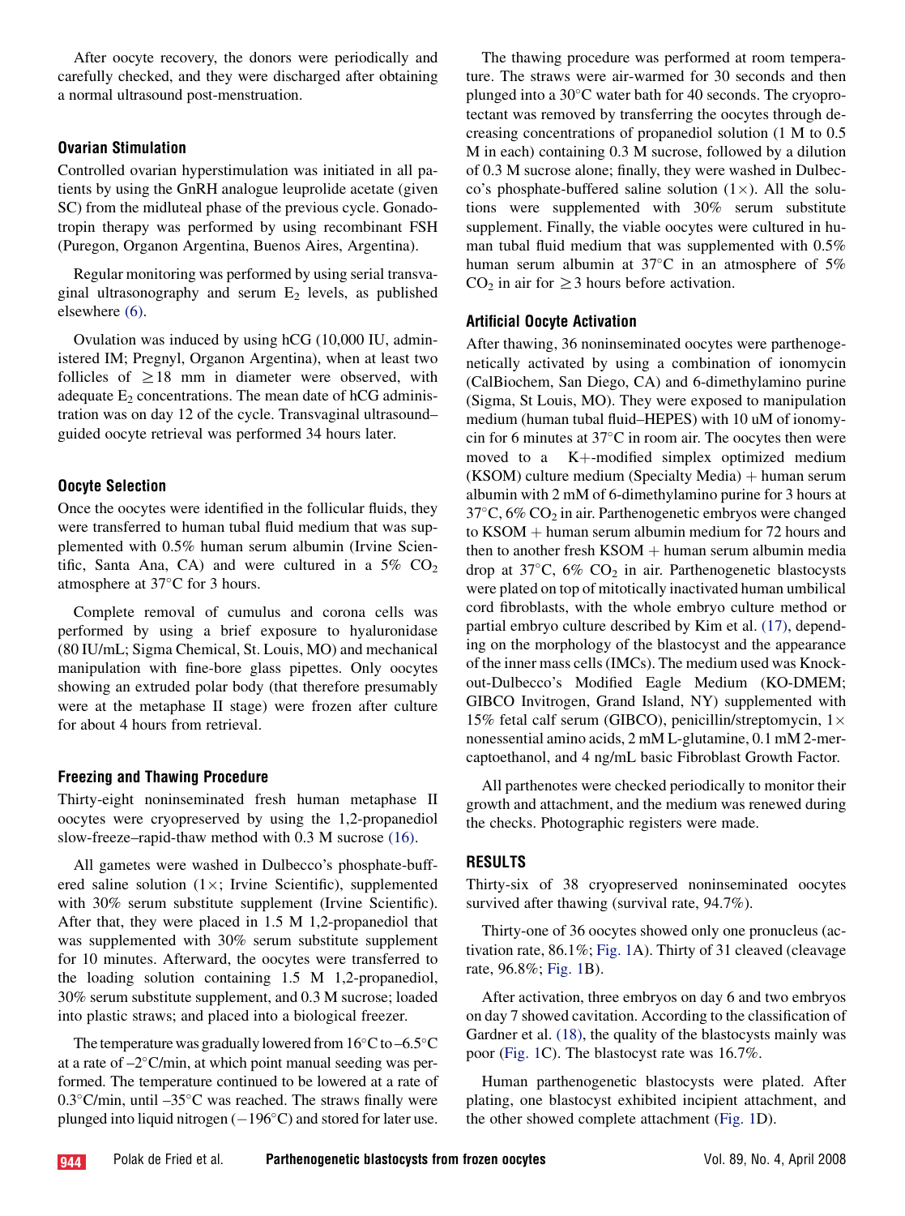After oocyte recovery, the donors were periodically and carefully checked, and they were discharged after obtaining a normal ultrasound post-menstruation.

### Ovarian Stimulation

Controlled ovarian hyperstimulation was initiated in all patients by using the GnRH analogue leuprolide acetate (given SC) from the midluteal phase of the previous cycle. Gonadotropin therapy was performed by using recombinant FSH (Puregon, Organon Argentina, Buenos Aires, Argentina).

Regular monitoring was performed by using serial transvaginal ultrasonography and serum $E_2$ levels, as published elsewhere (6).

Ovulation was induced by using hCG (10,000 IU, administered IM; Pregnyl, Organon Argentina), when at least two follicles of $\geq$18 mm in diameter were observed, with adequate $E_2$ concentrations. The mean date of hCG administration was on day 12 of the cycle. Transvaginal ultrasound–guided oocyte retrieval was performed 34 hours later.

### Oocyte Selection

Once the oocytes were identified in the follicular fluids, they were transferred to human tubal fluid medium that was supplemented with 0.5% human serum albumin (Irvine Scientific, Santa Ana, CA) and were cultured in a 5% $CO_2$ atmosphere at 37°C for 3 hours.

Complete removal of cumulus and corona cells was performed by using a brief exposure to hyaluronidase (80 IU/mL; Sigma Chemical, St. Louis, MO) and mechanical manipulation with fine-bore glass pipettes. Only oocytes showing an extruded polar body (that therefore presumably were at the metaphase II stage) were frozen after culture for about 4 hours from retrieval.

### Freezing and Thawing Procedure

Thirty-eight noninseminated fresh human metaphase II oocytes were cryopreserved by using the 1,2-propanediol slow-freeze–rapid-thaw method with 0.3 M sucrose (16).

All gametes were washed in Dulbecco's phosphate-buffered saline solution (1×; Irvine Scientific), supplemented with 30% serum substitute supplement (Irvine Scientific). After that, they were placed in 1.5 M 1,2-propanediol that was supplemented with 30% serum substitute supplement for 10 minutes. Afterward, the oocytes were transferred to the loading solution containing 1.5 M 1,2-propanediol, 30% serum substitute supplement, and 0.3 M sucrose; loaded into plastic straws; and placed into a biological freezer.

The temperature was gradually lowered from 16°C to –6.5°C at a rate of –2°C/min, at which point manual seeding was performed. The temperature continued to be lowered at a rate of 0.3°C/min, until –35°C was reached. The straws finally were plunged into liquid nitrogen (−196°C) and stored for later use.

The thawing procedure was performed at room temperature. The straws were air-warmed for 30 seconds and then plunged into a 30°C water bath for 40 seconds. The cryoprotectant was removed by transferring the oocytes through decreasing concentrations of propanediol solution (1 M to 0.5 M in each) containing 0.3 M sucrose, followed by a dilution of 0.3 M sucrose alone; finally, they were washed in Dulbecco's phosphate-buffered saline solution (1×). All the solutions were supplemented with 30% serum substitute supplement. Finally, the viable oocytes were cultured in human tubal fluid medium that was supplemented with 0.5% human serum albumin at 37°C in an atmosphere of 5% $CO_2$ in air for $\geq$3 hours before activation.

### Artificial Oocyte Activation

After thawing, 36 noninseminated oocytes were parthenogenetically activated by using a combination of ionomycin (CalBiochem, San Diego, CA) and 6-dimethylamino purine (Sigma, St Louis, MO). They were exposed to manipulation medium (human tubal fluid–HEPES) with 10 uM of ionomycin for 6 minutes at 37°C in room air. The oocytes then were moved to a K+-modified simplex optimized medium (KSOM) culture medium (Specialty Media) + human serum albumin with 2 mM of 6-dimethylamino purine for 3 hours at 37°C, 6% $CO_2$ in air. Parthenogenetic embryos were changed to KSOM + human serum albumin medium for 72 hours and then to another fresh KSOM + human serum albumin media drop at 37°C, 6% $CO_2$ in air. Parthenogenetic blastocysts were plated on top of mitotically inactivated human umbilical cord fibroblasts, with the whole embryo culture method or partial embryo culture described by Kim et al. (17), depending on the morphology of the blastocyst and the appearance of the inner mass cells (IMCs). The medium used was Knockout-Dulbecco's Modified Eagle Medium (KO-DMEM; GIBCO Invitrogen, Grand Island, NY) supplemented with 15% fetal calf serum (GIBCO), penicillin/streptomycin, 1× nonessential amino acids, 2 mM L-glutamine, 0.1 mM 2-mercaptoethanol, and 4 ng/mL basic Fibroblast Growth Factor.

All parthenotes were checked periodically to monitor their growth and attachment, and the medium was renewed during the checks. Photographic registers were made.

## RESULTS

Thirty-six of 38 cryopreserved noninseminated oocytes survived after thawing (survival rate, 94.7%).

Thirty-one of 36 oocytes showed only one pronucleus (activation rate, 86.1%; Fig. 1A). Thirty of 31 cleaved (cleavage rate, 96.8%; Fig. 1B).

After activation, three embryos on day 6 and two embryos on day 7 showed cavitation. According to the classification of Gardner et al. (18), the quality of the blastocysts mainly was poor (Fig. 1C). The blastocyst rate was 16.7%.

Human parthenogenetic blastocysts were plated. After plating, one blastocyst exhibited incipient attachment, and the other showed complete attachment (Fig. 1D).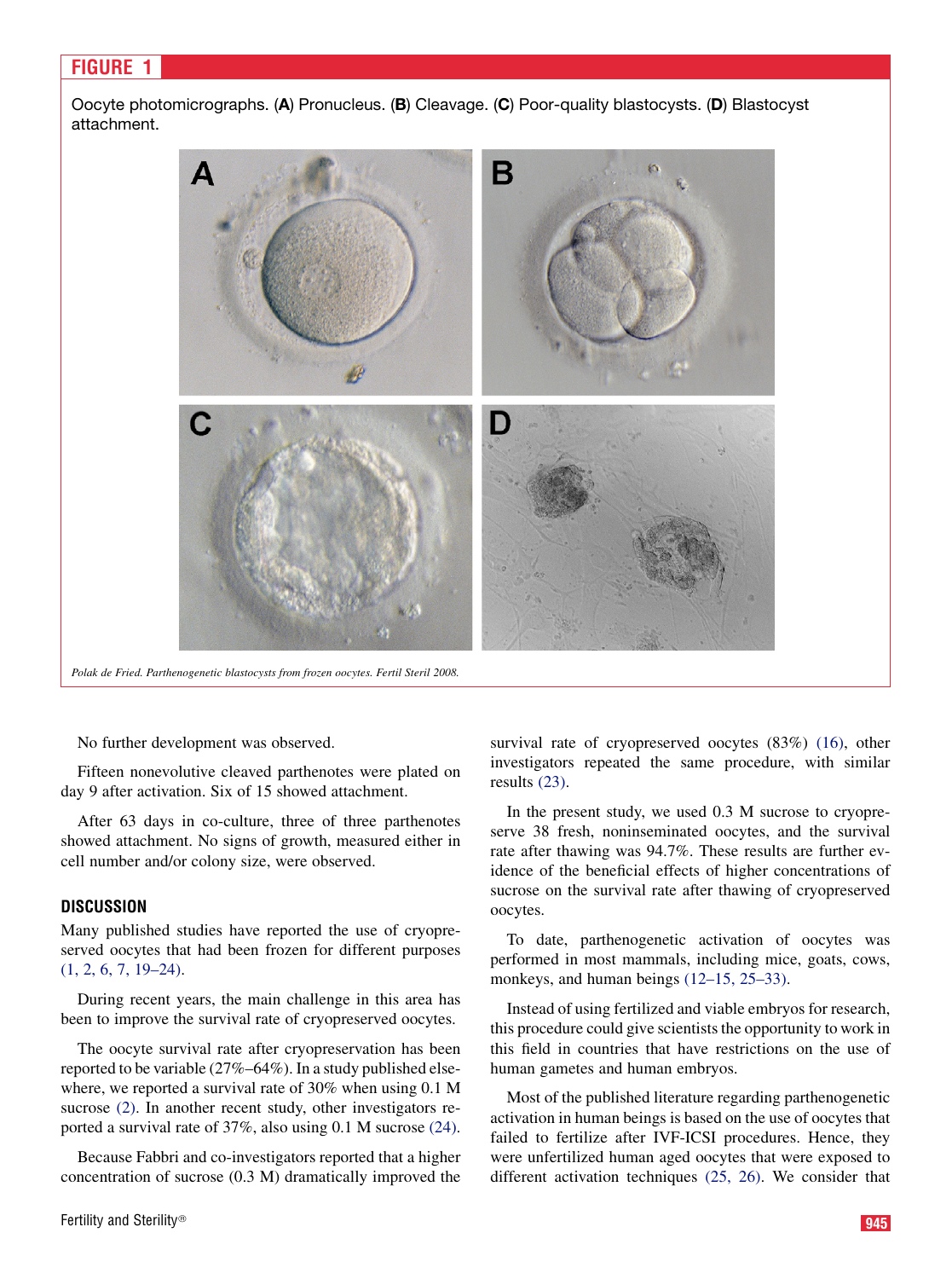**FIGURE 1**

Oocyte photomicrographs. (**A**) Pronucleus. (**B**) Cleavage. (**C**) Poor-quality blastocysts. (**D**) Blastocyst attachment.

*Polak de Fried. Parthenogenetic blastocysts from frozen oocytes. Fertil Steril 2008.*

No further development was observed.

Fifteen nonevolutive cleaved parthenotes were plated on day 9 after activation. Six of 15 showed attachment.

After 63 days in co-culture, three of three parthenotes showed attachment. No signs of growth, measured either in cell number and/or colony size, were observed.

## DISCUSSION

Many published studies have reported the use of cryopreserved oocytes that had been frozen for different purposes (1, 2, 6, 7, 19–24).

During recent years, the main challenge in this area has been to improve the survival rate of cryopreserved oocytes.

The oocyte survival rate after cryopreservation has been reported to be variable (27%–64%). In a study published elsewhere, we reported a survival rate of 30% when using 0.1 M sucrose (2). In another recent study, other investigators reported a survival rate of 37%, also using 0.1 M sucrose (24).

Because Fabbri and co-investigators reported that a higher concentration of sucrose (0.3 M) dramatically improved the survival rate of cryopreserved oocytes (83%) (16), other investigators repeated the same procedure, with similar results (23).

In the present study, we used 0.3 M sucrose to cryopreserve 38 fresh, noninseminated oocytes, and the survival rate after thawing was 94.7%. These results are further evidence of the beneficial effects of higher concentrations of sucrose on the survival rate after thawing of cryopreserved oocytes.

To date, parthenogenetic activation of oocytes was performed in most mammals, including mice, goats, cows, monkeys, and human beings (12–15, 25–33).

Instead of using fertilized and viable embryos for research, this procedure could give scientists the opportunity to work in this field in countries that have restrictions on the use of human gametes and human embryos.

Most of the published literature regarding parthenogenetic activation in human beings is based on the use of oocytes that failed to fertilize after IVF-ICSI procedures. Hence, they were unfertilized human aged oocytes that were exposed to different activation techniques (25, 26). We consider that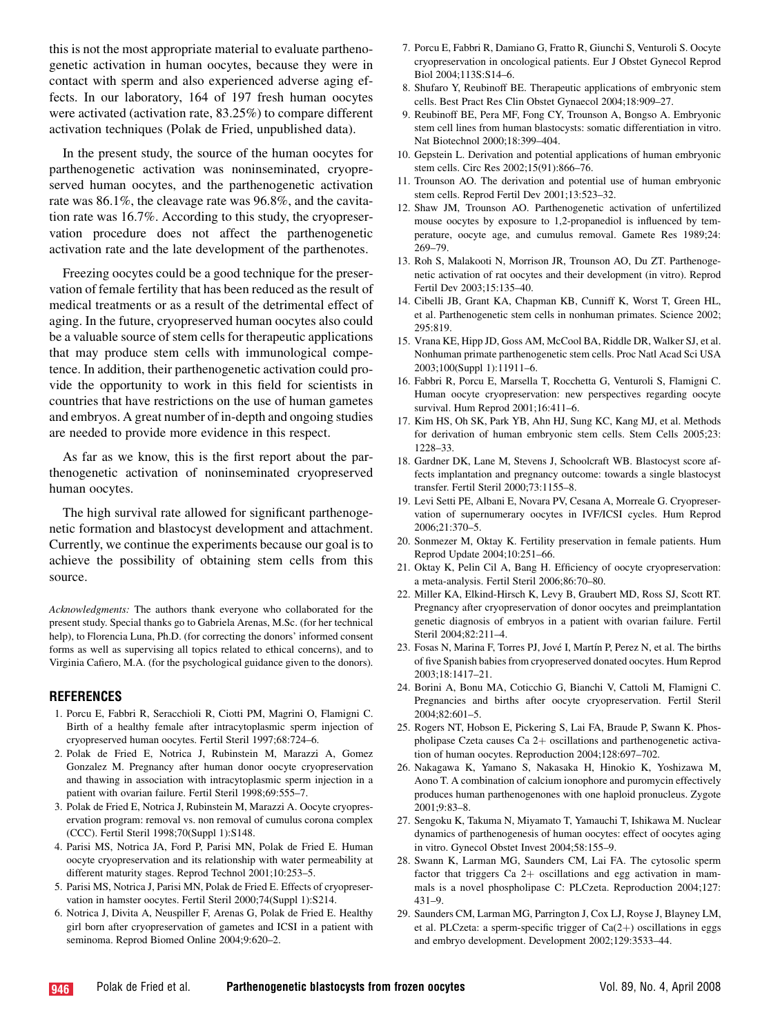this is not the most appropriate material to evaluate parthenogenetic activation in human oocytes, because they were in contact with sperm and also experienced adverse aging effects. In our laboratory, 164 of 197 fresh human oocytes were activated (activation rate, 83.25%) to compare different activation techniques (Polak de Fried, unpublished data).

In the present study, the source of the human oocytes for parthenogenetic activation was noninseminated, cryopreserved human oocytes, and the parthenogenetic activation rate was 86.1%, the cleavage rate was 96.8%, and the cavitation rate was 16.7%. According to this study, the cryopreservation procedure does not affect the parthenogenetic activation rate and the late development of the parthenotes.

Freezing oocytes could be a good technique for the preservation of female fertility that has been reduced as the result of medical treatments or as a result of the detrimental effect of aging. In the future, cryopreserved human oocytes also could be a valuable source of stem cells for therapeutic applications that may produce stem cells with immunological competence. In addition, their parthenogenetic activation could provide the opportunity to work in this field for scientists in countries that have restrictions on the use of human gametes and embryos. A great number of in-depth and ongoing studies are needed to provide more evidence in this respect.

As far as we know, this is the first report about the parthenogenetic activation of noninseminated cryopreserved human oocytes.

The high survival rate allowed for significant parthenogenetic formation and blastocyst development and attachment. Currently, we continue the experiments because our goal is to achieve the possibility of obtaining stem cells from this source.

*Acknowledgments:* The authors thank everyone who collaborated for the present study. Special thanks go to Gabriela Arenas, M.Sc. (for her technical help), to Florencia Luna, Ph.D. (for correcting the donors' informed consent forms as well as supervising all topics related to ethical concerns), and to Virginia Cafiero, M.A. (for the psychological guidance given to the donors).

## REFERENCES

1. Porcu E, Fabbri R, Seracchioli R, Ciotti PM, Magrini O, Flamigni C. Birth of a healthy female after intracytoplasmic sperm injection of cryopreserved human oocytes. Fertil Steril 1997;68:724–6.
2. Polak de Fried E, Notrica J, Rubinstein M, Marazzi A, Gomez Gonzalez M. Pregnancy after human donor oocyte cryopreservation and thawing in association with intracytoplasmic sperm injection in a patient with ovarian failure. Fertil Steril 1998;69:555–7.
3. Polak de Fried E, Notrica J, Rubinstein M, Marazzi A. Oocyte cryopreservation program: removal vs. non removal of cumulus corona complex (CCC). Fertil Steril 1998;70(Suppl 1):S148.
4. Parisi MS, Notrica JA, Ford P, Parisi MN, Polak de Fried E. Human oocyte cryopreservation and its relationship with water permeability at different maturity stages. Reprod Technol 2001;10:253–5.
5. Parisi MS, Notrica J, Parisi MN, Polak de Fried E. Effects of cryopreservation in hamster oocytes. Fertil Steril 2000;74(Suppl 1):S214.
6. Notrica J, Divita A, Neuspiller F, Arenas G, Polak de Fried E. Healthy girl born after cryopreservation of gametes and ICSI in a patient with seminoma. Reprod Biomed Online 2004;9:620–2.
7. Porcu E, Fabbri R, Damiano G, Fratto R, Giunchi S, Venturoli S. Oocyte cryopreservation in oncological patients. Eur J Obstet Gynecol Reprod Biol 2004;113S:S14–6.
8. Shufaro Y, Reubinoff BE. Therapeutic applications of embryonic stem cells. Best Pract Res Clin Obstet Gynaecol 2004;18:909–27.
9. Reubinoff BE, Pera MF, Fong CY, Trounson A, Bongso A. Embryonic stem cell lines from human blastocysts: somatic differentiation in vitro. Nat Biotechnol 2000;18:399–404.
10. Gepstein L. Derivation and potential applications of human embryonic stem cells. Circ Res 2002;15(91):866–76.
11. Trounson AO. The derivation and potential use of human embryonic stem cells. Reprod Fertil Dev 2001;13:523–32.
12. Shaw JM, Trounson AO. Parthenogenetic activation of unfertilized mouse oocytes by exposure to 1,2-propanediol is influenced by temperature, oocyte age, and cumulus removal. Gamete Res 1989;24: 269–79.
13. Roh S, Malakooti N, Morrison JR, Trounson AO, Du ZT. Parthenogenetic activation of rat oocytes and their development (in vitro). Reprod Fertil Dev 2003;15:135–40.
14. Cibelli JB, Grant KA, Chapman KB, Cunniff K, Worst T, Green HL, et al. Parthenogenetic stem cells in nonhuman primates. Science 2002; 295:819.
15. Vrana KE, Hipp JD, Goss AM, McCool BA, Riddle DR, Walker SJ, et al. Nonhuman primate parthenogenetic stem cells. Proc Natl Acad Sci USA 2003;100(Suppl 1):11911–6.
16. Fabbri R, Porcu E, Marsella T, Rocchetta G, Venturoli S, Flamigni C. Human oocyte cryopreservation: new perspectives regarding oocyte survival. Hum Reprod 2001;16:411–6.
17. Kim HS, Oh SK, Park YB, Ahn HJ, Sung KC, Kang MJ, et al. Methods for derivation of human embryonic stem cells. Stem Cells 2005;23: 1228–33.
18. Gardner DK, Lane M, Stevens J, Schoolcraft WB. Blastocyst score affects implantation and pregnancy outcome: towards a single blastocyst transfer. Fertil Steril 2000;73:1155–8.
19. Levi Setti PE, Albani E, Novara PV, Cesana A, Morreale G. Cryopreservation of supernumerary oocytes in IVF/ICSI cycles. Hum Reprod 2006;21:370–5.
20. Sonmezer M, Oktay K. Fertility preservation in female patients. Hum Reprod Update 2004;10:251–66.
21. Oktay K, Pelin Cil A, Bang H. Efficiency of oocyte cryopreservation: a meta-analysis. Fertil Steril 2006;86:70–80.
22. Miller KA, Elkind-Hirsch K, Levy B, Graubert MD, Ross SJ, Scott RT. Pregnancy after cryopreservation of donor oocytes and preimplantation genetic diagnosis of embryos in a patient with ovarian failure. Fertil Steril 2004;82:211–4.
23. Fosas N, Marina F, Torres PJ, Jové I, Martín P, Perez N, et al. The births of five Spanish babies from cryopreserved donated oocytes. Hum Reprod 2003;18:1417–21.
24. Borini A, Bonu MA, Coticchio G, Bianchi V, Cattoli M, Flamigni C. Pregnancies and births after oocyte cryopreservation. Fertil Steril 2004;82:601–5.
25. Rogers NT, Hobson E, Pickering S, Lai FA, Braude P, Swann K. Phospholipase Czeta causes Ca 2+ oscillations and parthenogenetic activation of human oocytes. Reproduction 2004;128:697–702.
26. Nakagawa K, Yamano S, Nakasaka H, Hinokio K, Yoshizawa M, Aono T. A combination of calcium ionophore and puromycin effectively produces human parthenogenones with one haploid pronucleus. Zygote 2001;9:83–8.
27. Sengoku K, Takuma N, Miyamato T, Yamauchi T, Ishikawa M. Nuclear dynamics of parthenogenesis of human oocytes: effect of oocytes aging in vitro. Gynecol Obstet Invest 2004;58:155–9.
28. Swann K, Larman MG, Saunders CM, Lai FA. The cytosolic sperm factor that triggers Ca 2+ oscillations and egg activation in mammals is a novel phospholipase C: PLCzeta. Reproduction 2004;127: 431–9.
29. Saunders CM, Larman MG, Parrington J, Cox LJ, Royse J, Blayney LM, et al. PLCzeta: a sperm-specific trigger of Ca(2+) oscillations in eggs and embryo development. Development 2002;129:3533–44.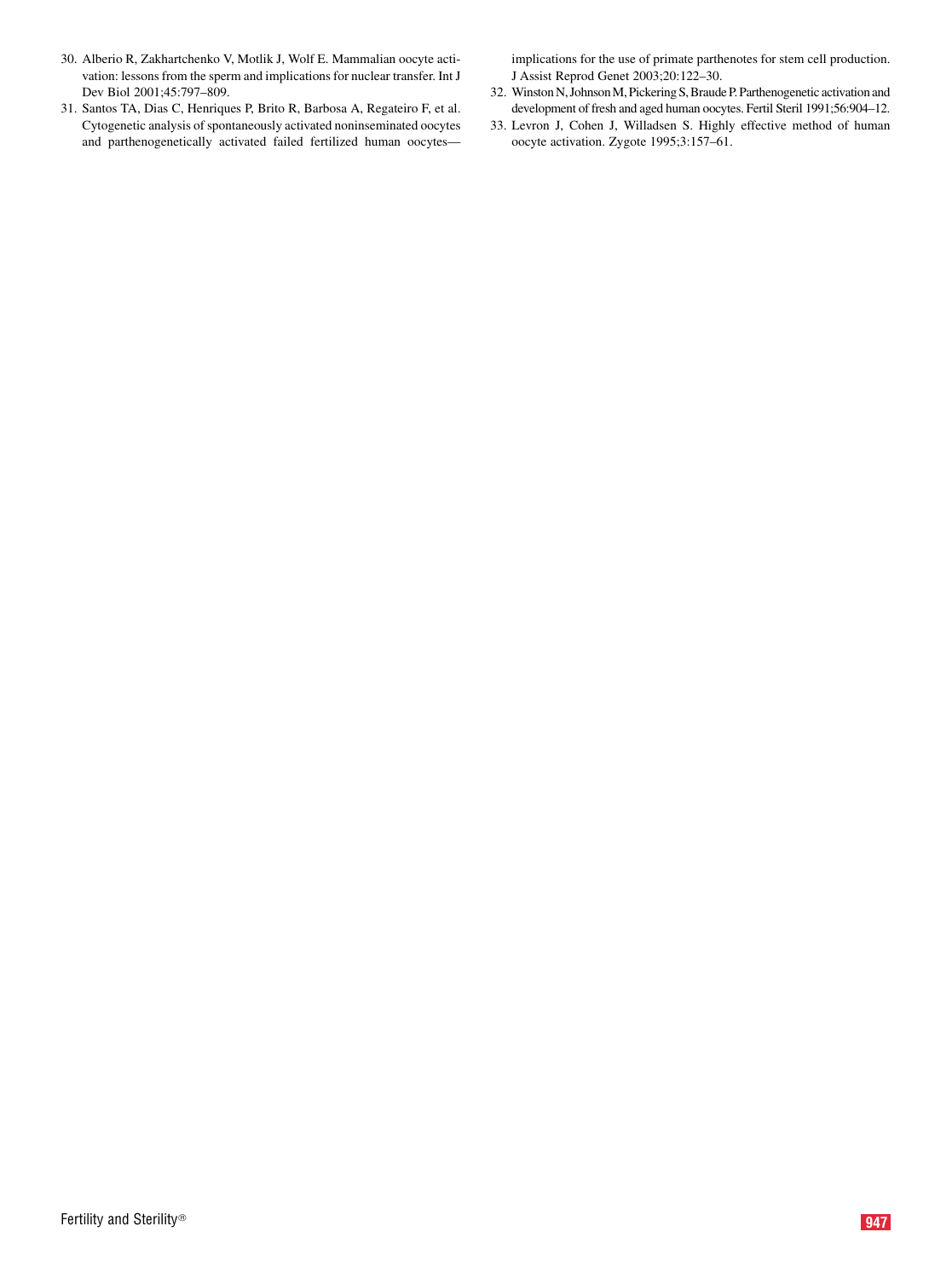30. Alberio R, Zakhartchenko V, Motlik J, Wolf E. Mammalian oocyte activation: lessons from the sperm and implications for nuclear transfer. Int J Dev Biol 2001;45:797–809.
31. Santos TA, Dias C, Henriques P, Brito R, Barbosa A, Regateiro F, et al. Cytogenetic analysis of spontaneously activated noninseminated oocytes and parthenogenetically activated failed fertilized human oocytes—implications for the use of primate parthenotes for stem cell production. J Assist Reprod Genet 2003;20:122–30.
32. Winston N, Johnson M, Pickering S, Braude P. Parthenogenetic activation and development of fresh and aged human oocytes. Fertil Steril 1991;56:904–12.
33. Levron J, Cohen J, Willadsen S. Highly effective method of human oocyte activation. Zygote 1995;3:157–61.